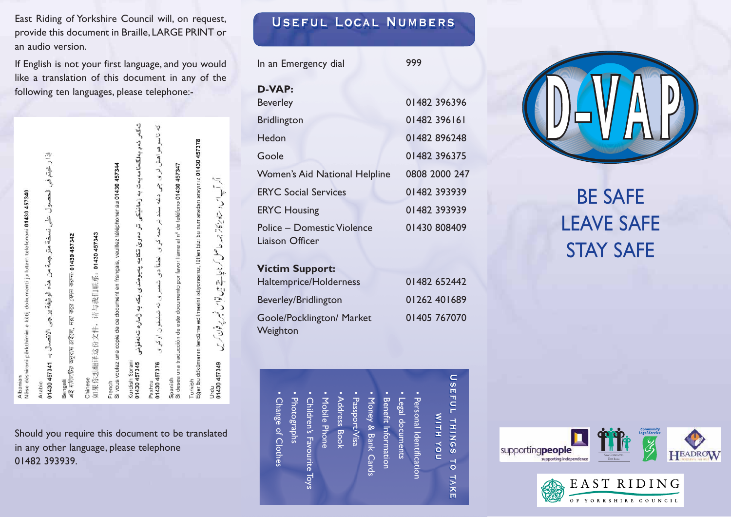East Riding of Yorkshire Council will, on request, provide this document in Braille, LARGE PRINT or an audio version.

If English is not your first language, and you would like a translation of this document in any of the following ten languages, please telephone:-

Albanian
Nëse dëshironi përkthimin e këtij dokumenti ju lutem telefononi **01430 457340**

Arabic
**01430 457341** إذا رغبتم في الحصول على نسخة مترجمة من هذه الوثيقة يرجى الاتصال بـ

Bengali
এই দলিলটির অনুবাদ চাইলে, দয়া করে ফোন করুন: **01430 457342**

Chinese
如果你想翻译这份文件，请与我们联系：**01430 457343**

French
Si vous voulez une copie de ce document en français, veuillez téléphoner au **01430 457344**

Kurdish Sorani
**01430 457345**

Pashtu
**01430 457376**

Spanish
Si desea una traducción de este documento por favor llame al nº de teléfono **01430 457347**

Turkish
Eğer bu dökümanın tercüme edilmesini istiyorsanız, lütfen bizi bu numaradan arayınız **01430 457378**

Urdu
**01430 457349**

Should you require this document to be translated in any other language, please telephone 01482 393939.

## Useful Local Numbers

| | |
|---|---|
| In an Emergency dial | 999 |
| **D-VAP:** | |
| Beverley | 01482 396396 |
| Bridlington | 01482 396161 |
| Hedon | 01482 896248 |
| Goole | 01482 396375 |
| Women's Aid National Helpline | 0808 2000 247 |
| ERYC Social Services | 01482 393939 |
| ERYC Housing | 01482 393939 |
| Police – Domestic Violence Liaison Officer | 01430 808409 |
| **Victim Support:** | |
| Haltemprice/Holderness | 01482 652442 |
| Beverley/Bridlington | 01262 401689 |
| Goole/Pocklington/ Market Weighton | 01405 767070 |

### Useful Things to Take With You

- Personal Identification
- Legal documents
- Benefit Information
- Money & Bank Cards
- Passport/Visa
- Address Book
- Mobile Phone
- Children's Favourite Toys
- Photographs
- Change of Clothes

# D-VAP

# BE SAFE
# LEAVE SAFE
# STAY SAFE

supportingpeople – supporting independence

Community Legal Service

HEADROW

EAST RIDING OF YORKSHIRE COUNCIL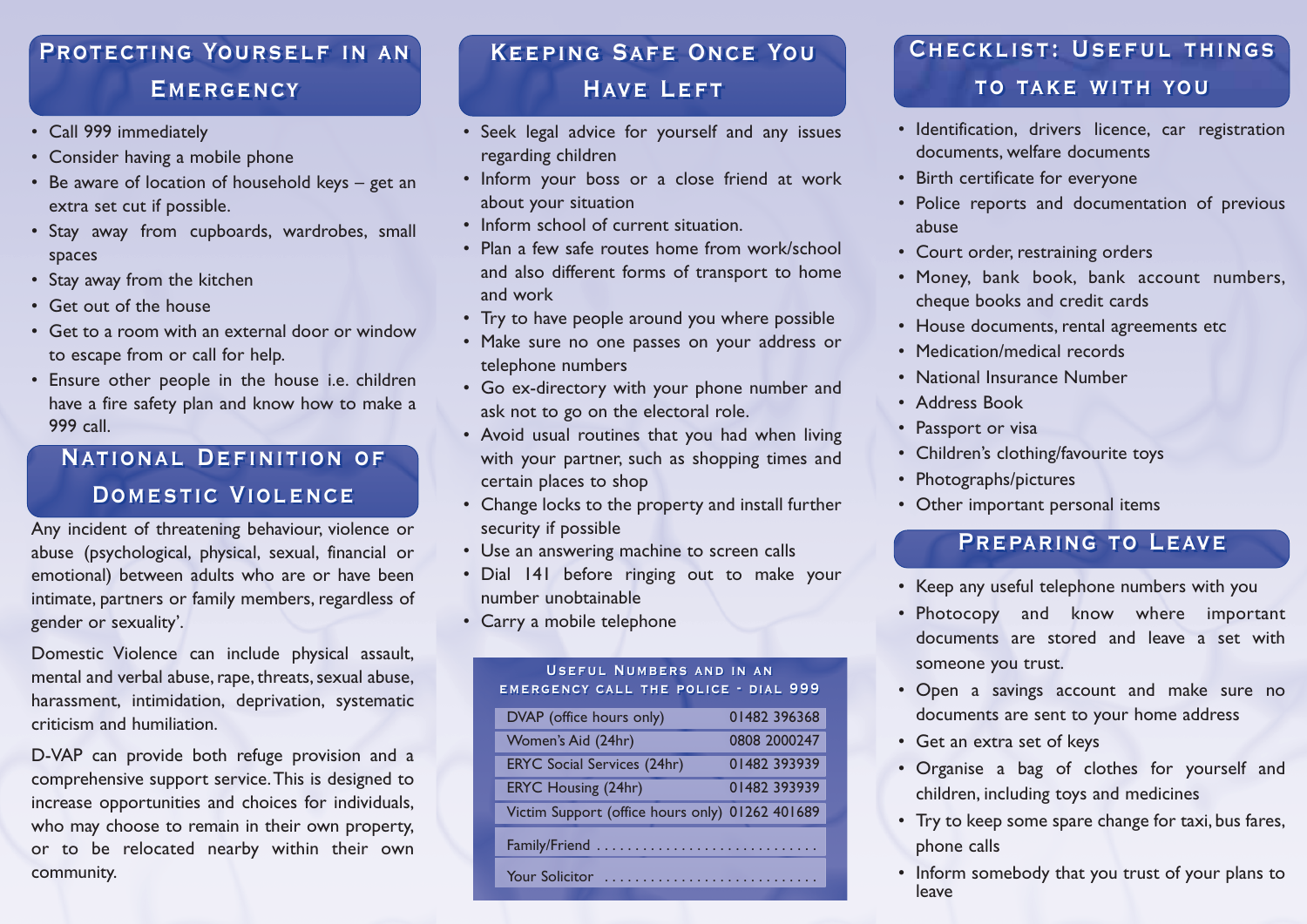## Protecting Yourself in an Emergency

- Call 999 immediately
- Consider having a mobile phone
- Be aware of location of household keys – get an extra set cut if possible.
- Stay away from cupboards, wardrobes, small spaces
- Stay away from the kitchen
- Get out of the house
- Get to a room with an external door or window to escape from or call for help.
- Ensure other people in the house i.e. children have a fire safety plan and know how to make a 999 call.

## National Definition of Domestic Violence

Any incident of threatening behaviour, violence or abuse (psychological, physical, sexual, financial or emotional) between adults who are or have been intimate, partners or family members, regardless of gender or sexuality'.

Domestic Violence can include physical assault, mental and verbal abuse, rape, threats, sexual abuse, harassment, intimidation, deprivation, systematic criticism and humiliation.

D-VAP can provide both refuge provision and a comprehensive support service. This is designed to increase opportunities and choices for individuals, who may choose to remain in their own property, or to be relocated nearby within their own community.

## Keeping Safe Once You Have Left

- Seek legal advice for yourself and any issues regarding children
- Inform your boss or a close friend at work about your situation
- Inform school of current situation.
- Plan a few safe routes home from work/school and also different forms of transport to home and work
- Try to have people around you where possible
- Make sure no one passes on your address or telephone numbers
- Go ex-directory with your phone number and ask not to go on the electoral role.
- Avoid usual routines that you had when living with your partner, such as shopping times and certain places to shop
- Change locks to the property and install further security if possible
- Use an answering machine to screen calls
- Dial 141 before ringing out to make your number unobtainable
- Carry a mobile telephone

### Useful Numbers and in an emergency call the police - dial 999

| | |
|---|---|
| DVAP (office hours only) | 01482 396368 |
| Women's Aid (24hr) | 0808 2000247 |
| ERYC Social Services (24hr) | 01482 393939 |
| ERYC Housing (24hr) | 01482 393939 |
| Victim Support (office hours only) | 01262 401689 |
| Family/Friend ............................ | |
| Your Solicitor ........................... | |

## Checklist: Useful things to take with you

- Identification, drivers licence, car registration documents, welfare documents
- Birth certificate for everyone
- Police reports and documentation of previous abuse
- Court order, restraining orders
- Money, bank book, bank account numbers, cheque books and credit cards
- House documents, rental agreements etc
- Medication/medical records
- National Insurance Number
- Address Book
- Passport or visa
- Children's clothing/favourite toys
- Photographs/pictures
- Other important personal items

## Preparing to Leave

- Keep any useful telephone numbers with you
- Photocopy and know where important documents are stored and leave a set with someone you trust.
- Open a savings account and make sure no documents are sent to your home address
- Get an extra set of keys
- Organise a bag of clothes for yourself and children, including toys and medicines
- Try to keep some spare change for taxi, bus fares, phone calls
- Inform somebody that you trust of your plans to leave